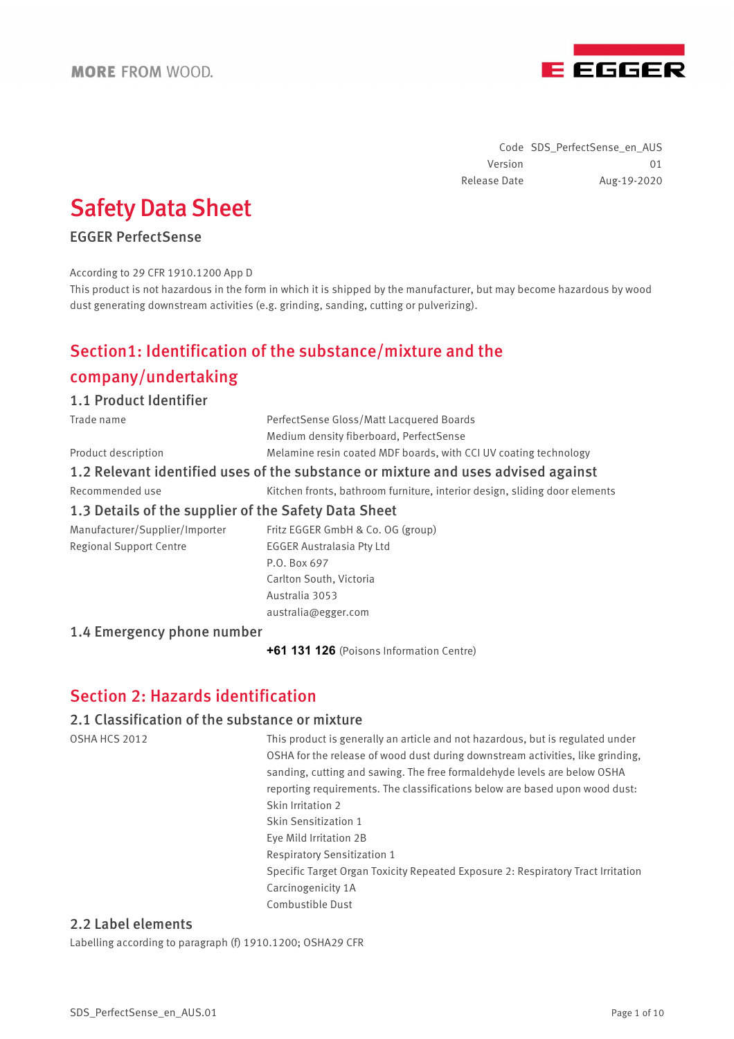| | |
|---|---|
| Code | SDS_PerfectSense_en_AUS |
| Version | 01 |
| Release Date | Aug-19-2020 |

# Safety Data Sheet

**EGGER PerfectSense**

According to 29 CFR 1910.1200 App D
This product is not hazardous in the form in which it is shipped by the manufacturer, but may become hazardous by wood dust generating downstream activities (e.g. grinding, sanding, cutting or pulverizing).

## Section1: Identification of the substance/mixture and the company/undertaking

### 1.1 Product Identifier

| | |
|---|---|
| Trade name | PerfectSense Gloss/Matt Lacquered Boards<br>Medium density fiberboard, PerfectSense |
| Product description | Melamine resin coated MDF boards, with CCI UV coating technology |

### 1.2 Relevant identified uses of the substance or mixture and uses advised against

| | |
|---|---|
| Recommended use | Kitchen fronts, bathroom furniture, interior design, sliding door elements |

### 1.3 Details of the supplier of the Safety Data Sheet

| | |
|---|---|
| Manufacturer/Supplier/Importer | Fritz EGGER GmbH & Co. OG (group) |
| Regional Support Centre | EGGER Australasia Pty Ltd<br>P.O. Box 697<br>Carlton South, Victoria<br>Australia 3053<br>australia@egger.com |

### 1.4 Emergency phone number

**+61 131 126** (Poisons Information Centre)

## Section 2: Hazards identification

### 2.1 Classification of the substance or mixture

| | |
|---|---|
| OSHA HCS 2012 | This product is generally an article and not hazardous, but is regulated under OSHA for the release of wood dust during downstream activities, like grinding, sanding, cutting and sawing. The free formaldehyde levels are below OSHA reporting requirements. The classifications below are based upon wood dust:<br>Skin Irritation 2<br>Skin Sensitization 1<br>Eye Mild Irritation 2B<br>Respiratory Sensitization 1<br>Specific Target Organ Toxicity Repeated Exposure 2: Respiratory Tract Irritation<br>Carcinogenicity 1A<br>Combustible Dust |

### 2.2 Label elements

Labelling according to paragraph (f) 1910.1200; OSHA29 CFR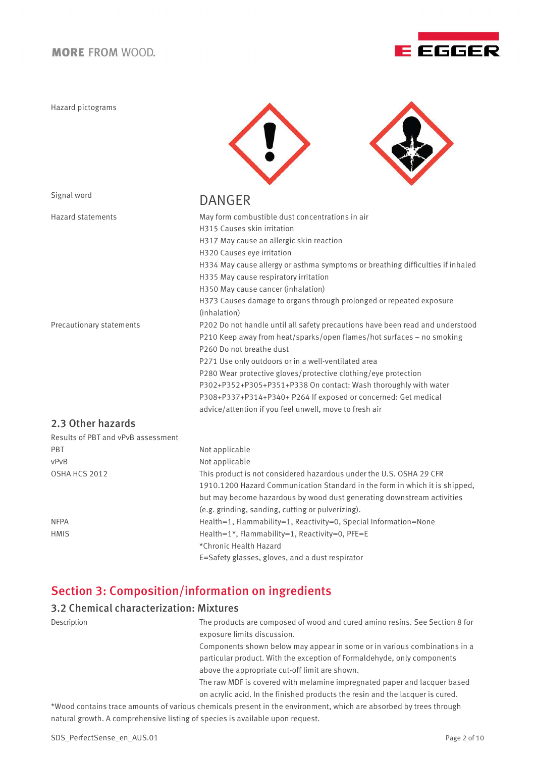| | |
|---|---|
| Hazard pictograms | |
| Signal word | DANGER |
| Hazard statements | May form combustible dust concentrations in air<br>H315 Causes skin irritation<br>H317 May cause an allergic skin reaction<br>H320 Causes eye irritation<br>H334 May cause allergy or asthma symptoms or breathing difficulties if inhaled<br>H335 May cause respiratory irritation<br>H350 May cause cancer (inhalation)<br>H373 Causes damage to organs through prolonged or repeated exposure (inhalation) |
| Precautionary statements | P202 Do not handle until all safety precautions have been read and understood<br>P210 Keep away from heat/sparks/open flames/hot surfaces – no smoking<br>P260 Do not breathe dust<br>P271 Use only outdoors or in a well-ventilated area<br>P280 Wear protective gloves/protective clothing/eye protection<br>P302+P352+P305+P351+P338 On contact: Wash thoroughly with water<br>P308+P337+P314+P340+ P264 If exposed or concerned: Get medical advice/attention if you feel unwell, move to fresh air |

### 2.3 Other hazards

| | |
|---|---|
| Results of PBT and vPvB assessment | |
| PBT | Not applicable |
| vPvB | Not applicable |
| OSHA HCS 2012 | This product is not considered hazardous under the U.S. OSHA 29 CFR 1910.1200 Hazard Communication Standard in the form in which it is shipped, but may become hazardous by wood dust generating downstream activities (e.g. grinding, sanding, cutting or pulverizing). |
| NFPA | Health=1, Flammability=1, Reactivity=0, Special Information=None |
| HMIS | Health=1*, Flammability=1, Reactivity=0, PFE=E<br>*Chronic Health Hazard<br>E=Safety glasses, gloves, and a dust respirator |

## Section 3: Composition/information on ingredients

### 3.2 Chemical characterization: Mixtures

| | |
|---|---|
| Description | The products are composed of wood and cured amino resins. See Section 8 for exposure limits discussion.<br>Components shown below may appear in some or in various combinations in a particular product. With the exception of Formaldehyde, only components above the appropriate cut-off limit are shown.<br>The raw MDF is covered with melamine impregnated paper and lacquer based on acrylic acid. In the finished products the resin and the lacquer is cured. |

*Wood contains trace amounts of various chemicals present in the environment, which are absorbed by trees through natural growth. A comprehensive listing of species is available upon request.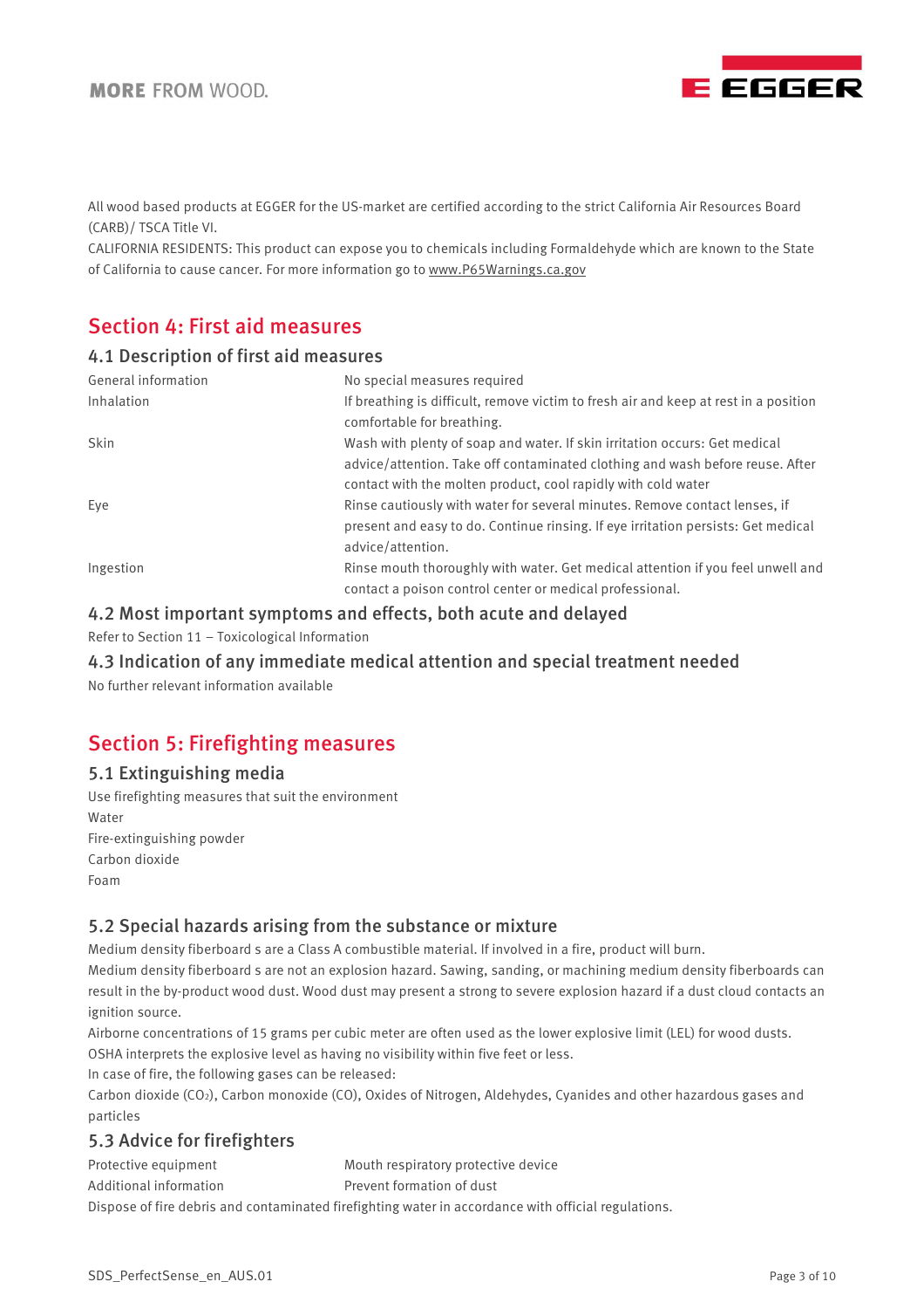All wood based products at EGGER for the US-market are certified according to the strict California Air Resources Board (CARB)/ TSCA Title VI.

CALIFORNIA RESIDENTS: This product can expose you to chemicals including Formaldehyde which are known to the State of California to cause cancer. For more information go to www.P65Warnings.ca.gov

## Section 4: First aid measures

### 4.1 Description of first aid measures

| | |
|---|---|
| General information | No special measures required |
| Inhalation | If breathing is difficult, remove victim to fresh air and keep at rest in a position comfortable for breathing. |
| Skin | Wash with plenty of soap and water. If skin irritation occurs: Get medical advice/attention. Take off contaminated clothing and wash before reuse. After contact with the molten product, cool rapidly with cold water |
| Eye | Rinse cautiously with water for several minutes. Remove contact lenses, if present and easy to do. Continue rinsing. If eye irritation persists: Get medical advice/attention. |
| Ingestion | Rinse mouth thoroughly with water. Get medical attention if you feel unwell and contact a poison control center or medical professional. |

### 4.2 Most important symptoms and effects, both acute and delayed

Refer to Section 11 – Toxicological Information

### 4.3 Indication of any immediate medical attention and special treatment needed

No further relevant information available

## Section 5: Firefighting measures

### 5.1 Extinguishing media

Use firefighting measures that suit the environment
Water
Fire-extinguishing powder
Carbon dioxide
Foam

### 5.2 Special hazards arising from the substance or mixture

Medium density fiberboard s are a Class A combustible material. If involved in a fire, product will burn.
Medium density fiberboard s are not an explosion hazard. Sawing, sanding, or machining medium density fiberboards can result in the by-product wood dust. Wood dust may present a strong to severe explosion hazard if a dust cloud contacts an ignition source.
Airborne concentrations of 15 grams per cubic meter are often used as the lower explosive limit (LEL) for wood dusts. OSHA interprets the explosive level as having no visibility within five feet or less.
In case of fire, the following gases can be released:
Carbon dioxide ($CO_2$), Carbon monoxide (CO), Oxides of Nitrogen, Aldehydes, Cyanides and other hazardous gases and particles

### 5.3 Advice for firefighters

| | |
|---|---|
| Protective equipment | Mouth respiratory protective device |
| Additional information | Prevent formation of dust |

Dispose of fire debris and contaminated firefighting water in accordance with official regulations.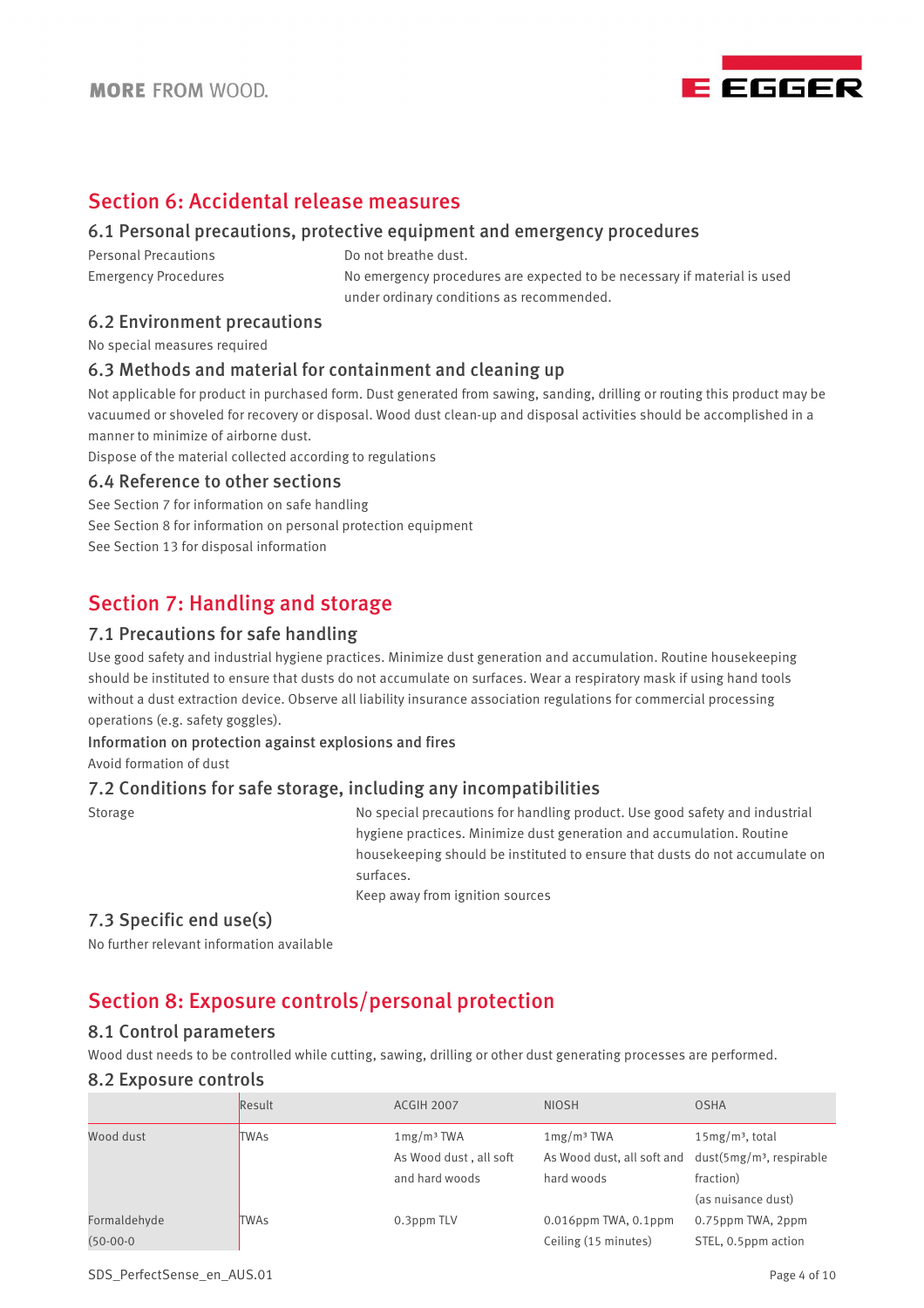## Section 6: Accidental release measures

### 6.1 Personal precautions, protective equipment and emergency procedures

| | |
|---|---|
| Personal Precautions | Do not breathe dust. |
| Emergency Procedures | No emergency procedures are expected to be necessary if material is used under ordinary conditions as recommended. |

### 6.2 Environment precautions

No special measures required

### 6.3 Methods and material for containment and cleaning up

Not applicable for product in purchased form. Dust generated from sawing, sanding, drilling or routing this product may be vacuumed or shoveled for recovery or disposal. Wood dust clean-up and disposal activities should be accomplished in a manner to minimize of airborne dust.

Dispose of the material collected according to regulations

### 6.4 Reference to other sections

See Section 7 for information on safe handling
See Section 8 for information on personal protection equipment
See Section 13 for disposal information

## Section 7: Handling and storage

### 7.1 Precautions for safe handling

Use good safety and industrial hygiene practices. Minimize dust generation and accumulation. Routine housekeeping should be instituted to ensure that dusts do not accumulate on surfaces. Wear a respiratory mask if using hand tools without a dust extraction device. Observe all liability insurance association regulations for commercial processing operations (e.g. safety goggles).

**Information on protection against explosions and fires**

Avoid formation of dust

### 7.2 Conditions for safe storage, including any incompatibilities

| | |
|---|---|
| Storage | No special precautions for handling product. Use good safety and industrial hygiene practices. Minimize dust generation and accumulation. Routine housekeeping should be instituted to ensure that dusts do not accumulate on surfaces.<br>Keep away from ignition sources |

### 7.3 Specific end use(s)

No further relevant information available

## Section 8: Exposure controls/personal protection

### 8.1 Control parameters

Wood dust needs to be controlled while cutting, sawing, drilling or other dust generating processes are performed.

### 8.2 Exposure controls

| | Result | ACGIH 2007 | NIOSH | OSHA |
|---|---|---|---|---|
| Wood dust | TWAs | 1mg/m³ TWA<br>As Wood dust , all soft and hard woods | 1mg/m³ TWA<br>As Wood dust, all soft and hard woods | 15mg/m³, total dust(5mg/m³, respirable fraction)<br>(as nuisance dust) |
| Formaldehyde (50-00-0 | TWAs | 0.3ppm TLV | 0.016ppm TWA, 0.1ppm Ceiling (15 minutes) | 0.75ppm TWA, 2ppm STEL, 0.5ppm action |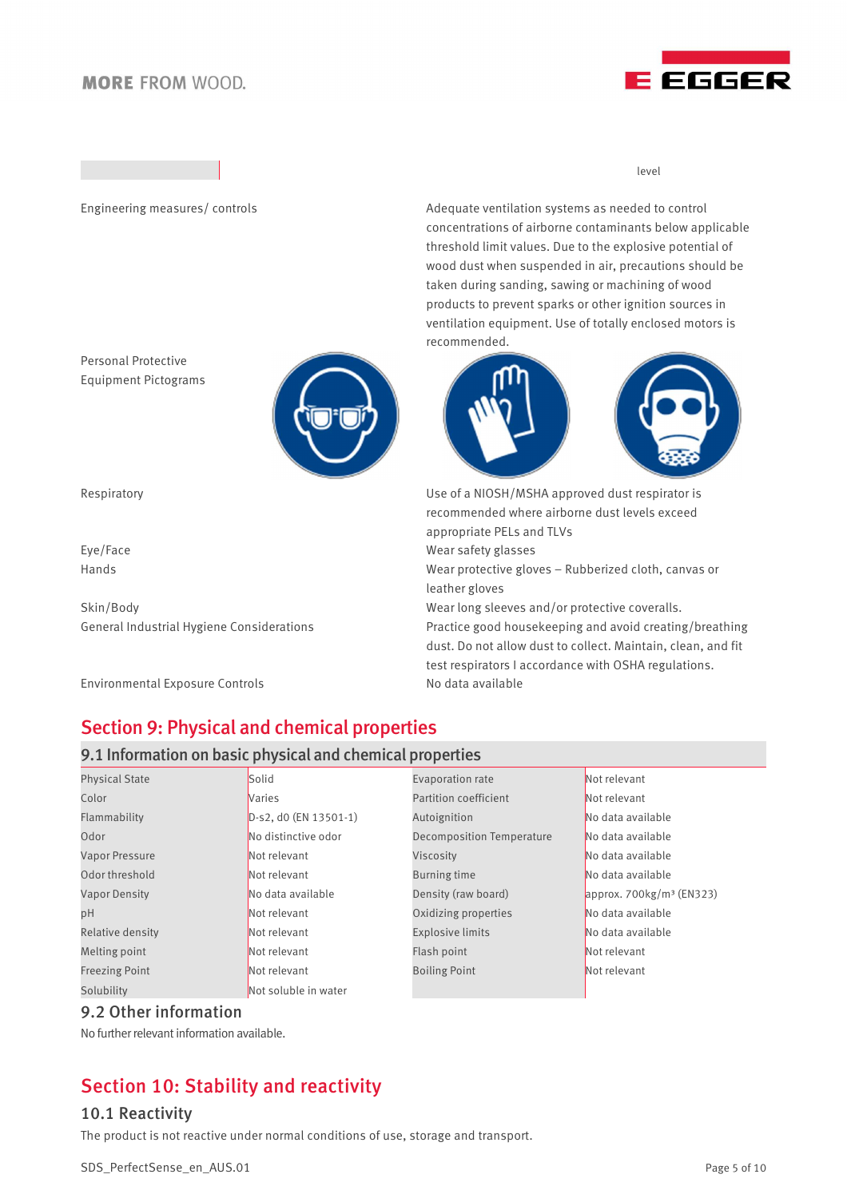level

| | |
|---|---|
| Engineering measures/ controls | Adequate ventilation systems as needed to control concentrations of airborne contaminants below applicable threshold limit values. Due to the explosive potential of wood dust when suspended in air, precautions should be taken during sanding, sawing or machining of wood products to prevent sparks or other ignition sources in ventilation equipment. Use of totally enclosed motors is recommended. |
| Personal Protective Equipment Pictograms | |
| Respiratory | Use of a NIOSH/MSHA approved dust respirator is recommended where airborne dust levels exceed appropriate PELs and TLVs |
| Eye/Face | Wear safety glasses |
| Hands | Wear protective gloves – Rubberized cloth, canvas or leather gloves |
| Skin/Body | Wear long sleeves and/or protective coveralls. |
| General Industrial Hygiene Considerations | Practice good housekeeping and avoid creating/breathing dust. Do not allow dust to collect. Maintain, clean, and fit test respirators I accordance with OSHA regulations. |
| Environmental Exposure Controls | No data available |

# Section 9: Physical and chemical properties

## 9.1 Information on basic physical and chemical properties

| | | | |
|---|---|---|---|
| Physical State | Solid | Evaporation rate | Not relevant |
| Color | Varies | Partition coefficient | Not relevant |
| Flammability | D-s2, d0 (EN 13501-1) | Autoignition | No data available |
| Odor | No distinctive odor | Decomposition Temperature | No data available |
| Vapor Pressure | Not relevant | Viscosity | No data available |
| Odor threshold | Not relevant | Burning time | No data available |
| Vapor Density | No data available | Density (raw board) | approx. 700kg/m³ (EN323) |
| pH | Not relevant | Oxidizing properties | No data available |
| Relative density | Not relevant | Explosive limits | No data available |
| Melting point | Not relevant | Flash point | Not relevant |
| Freezing Point | Not relevant | Boiling Point | Not relevant |
| Solubility | Not soluble in water | | |

## 9.2 Other information

No further relevant information available.

# Section 10: Stability and reactivity

## 10.1 Reactivity

The product is not reactive under normal conditions of use, storage and transport.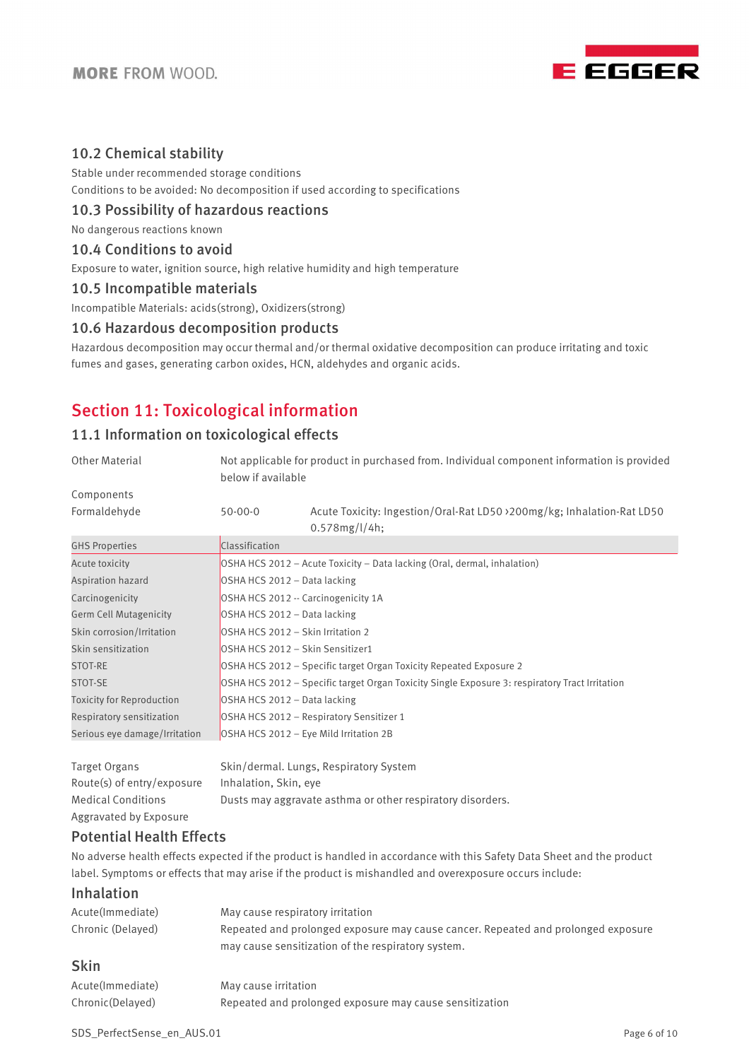## 10.2 Chemical stability

Stable under recommended storage conditions

Conditions to be avoided: No decomposition if used according to specifications

## 10.3 Possibility of hazardous reactions

No dangerous reactions known

## 10.4 Conditions to avoid

Exposure to water, ignition source, high relative humidity and high temperature

## 10.5 Incompatible materials

Incompatible Materials: acids(strong), Oxidizers(strong)

## 10.6 Hazardous decomposition products

Hazardous decomposition may occur thermal and/or thermal oxidative decomposition can produce irritating and toxic fumes and gases, generating carbon oxides, HCN, aldehydes and organic acids.

# Section 11: Toxicological information

## 11.1 Information on toxicological effects

Other Material — Not applicable for product in purchased from. Individual component information is provided below if available

Components

Formaldehyde — 50-00-0 — Acute Toxicity: Ingestion/Oral-Rat LD50 ›200mg/kg; Inhalation-Rat LD50 0.578mg/l/4h;

| GHS Properties | Classification |
|---|---|
| Acute toxicity | OSHA HCS 2012 – Acute Toxicity – Data lacking (Oral, dermal, inhalation) |
| Aspiration hazard | OSHA HCS 2012 – Data lacking |
| Carcinogenicity | OSHA HCS 2012 -- Carcinogenicity 1A |
| Germ Cell Mutagenicity | OSHA HCS 2012 – Data lacking |
| Skin corrosion/Irritation | OSHA HCS 2012 – Skin Irritation 2 |
| Skin sensitization | OSHA HCS 2012 – Skin Sensitizer1 |
| STOT-RE | OSHA HCS 2012 – Specific target Organ Toxicity Repeated Exposure 2 |
| STOT-SE | OSHA HCS 2012 – Specific target Organ Toxicity Single Exposure 3: respiratory Tract Irritation |
| Toxicity for Reproduction | OSHA HCS 2012 – Data lacking |
| Respiratory sensitization | OSHA HCS 2012 – Respiratory Sensitizer 1 |
| Serious eye damage/Irritation | OSHA HCS 2012 – Eye Mild Irritation 2B |

| | |
|---|---|
| Target Organs | Skin/dermal. Lungs, Respiratory System |
| Route(s) of entry/exposure | Inhalation, Skin, eye |
| Medical Conditions Aggravated by Exposure | Dusts may aggravate asthma or other respiratory disorders. |

### Potential Health Effects

No adverse health effects expected if the product is handled in accordance with this Safety Data Sheet and the product label. Symptoms or effects that may arise if the product is mishandled and overexposure occurs include:

### Inhalation

| | |
|---|---|
| Acute(Immediate) | May cause respiratory irritation |
| Chronic (Delayed) | Repeated and prolonged exposure may cause cancer. Repeated and prolonged exposure may cause sensitization of the respiratory system. |

### Skin

| | |
|---|---|
| Acute(Immediate) | May cause irritation |
| Chronic(Delayed) | Repeated and prolonged exposure may cause sensitization |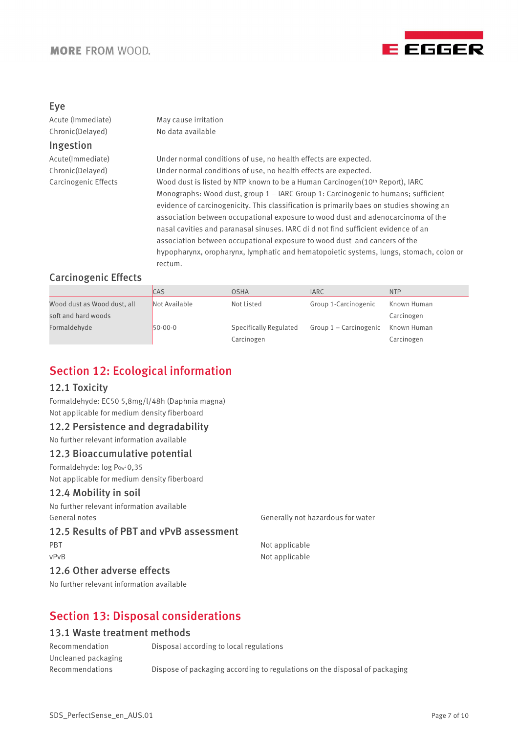### Eye

| | |
|---|---|
| Acute (Immediate) | May cause irritation |
| Chronic(Delayed) | No data available |

### Ingestion

| | |
|---|---|
| Acute(Immediate) | Under normal conditions of use, no health effects are expected. |
| Chronic(Delayed) | Under normal conditions of use, no health effects are expected. |
| Carcinogenic Effects | Wood dust is listed by NTP known to be a Human Carcinogen(10th Report), IARC Monographs: Wood dust, group 1 – IARC Group 1: Carcinogenic to humans; sufficient evidence of carcinogenicity. This classification is primarily baes on studies showing an association between occupational exposure to wood dust and adenocarcinoma of the nasal cavities and paranasal sinuses. IARC di d not find sufficient evidence of an association between occupational exposure to wood dust and cancers of the hypopharynx, oropharynx, lymphatic and hematopoietic systems, lungs, stomach, colon or rectum. |

### Carcinogenic Effects

| | CAS | OSHA | IARC | NTP |
|---|---|---|---|---|
| Wood dust as Wood dust, all soft and hard woods | Not Available | Not Listed | Group 1-Carcinogenic | Known Human Carcinogen |
| Formaldehyde | 50-00-0 | Specifically Regulated Carcinogen | Group 1 – Carcinogenic | Known Human Carcinogen |

## Section 12: Ecological information

### 12.1 Toxicity

Formaldehyde: EC50 5,8mg/l/48h (Daphnia magna)

Not applicable for medium density fiberboard

### 12.2 Persistence and degradability

No further relevant information available

### 12.3 Bioaccumulative potential

Formaldehyde: log $P_{Ow}$: 0,35

Not applicable for medium density fiberboard

### 12.4 Mobility in soil

No further relevant information available

| | |
|---|---|
| General notes | Generally not hazardous for water |

### 12.5 Results of PBT and vPvB assessment

| | |
|---|---|
| PBT | Not applicable |
| vPvB | Not applicable |

### 12.6 Other adverse effects

No further relevant information available

## Section 13: Disposal considerations

### 13.1 Waste treatment methods

| | |
|---|---|
| Recommendation | Disposal according to local regulations |
| Uncleaned packaging | |
| Recommendations | Dispose of packaging according to regulations on the disposal of packaging |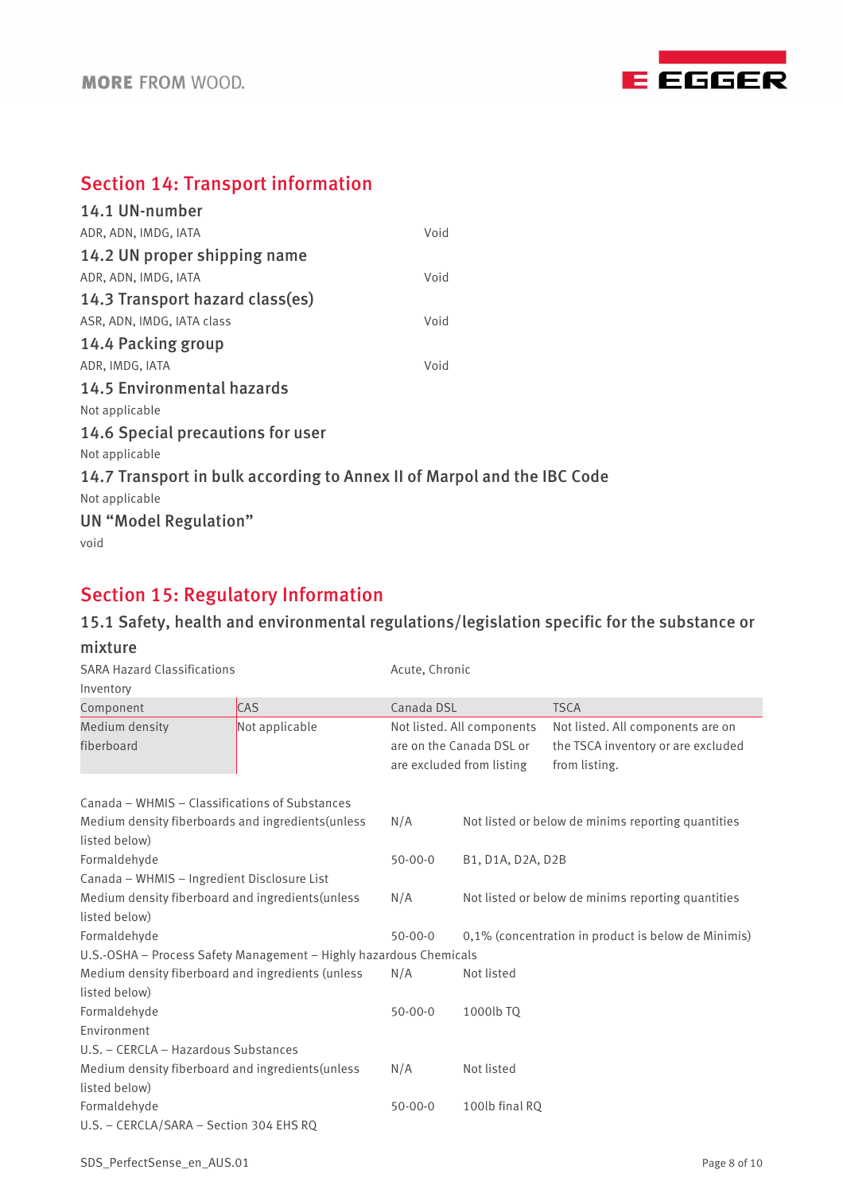## Section 14: Transport information

### 14.1 UN-number

| | |
|---|---|
| ADR, ADN, IMDG, IATA | Void |

### 14.2 UN proper shipping name

| | |
|---|---|
| ADR, ADN, IMDG, IATA | Void |

### 14.3 Transport hazard class(es)

| | |
|---|---|
| ASR, ADN, IMDG, IATA class | Void |

### 14.4 Packing group

| | |
|---|---|
| ADR, IMDG, IATA | Void |

### 14.5 Environmental hazards

Not applicable

### 14.6 Special precautions for user

Not applicable

### 14.7 Transport in bulk according to Annex II of Marpol and the IBC Code

Not applicable

### UN "Model Regulation"

void

## Section 15: Regulatory Information

### 15.1 Safety, health and environmental regulations/legislation specific for the substance or mixture

SARA Hazard Classifications — Acute, Chronic

Inventory

| Component | CAS | Canada DSL | TSCA |
|---|---|---|---|
| Medium density fiberboard | Not applicable | Not listed. All components are on the Canada DSL or are excluded from listing | Not listed. All components are on the TSCA inventory or are excluded from listing. |

Canada – WHMIS – Classifications of Substances

| | | |
|---|---|---|
| Medium density fiberboards and ingredients(unless listed below) | N/A | Not listed or below de minims reporting quantities |
| Formaldehyde | 50-00-0 | B1, D1A, D2A, D2B |

Canada – WHMIS – Ingredient Disclosure List

| | | |
|---|---|---|
| Medium density fiberboard and ingredients(unless listed below) | N/A | Not listed or below de minims reporting quantities |
| Formaldehyde | 50-00-0 | 0,1% (concentration in product is below de Minimis) |

U.S.-OSHA – Process Safety Management – Highly hazardous Chemicals

| | | |
|---|---|---|
| Medium density fiberboard and ingredients (unless listed below) | N/A | Not listed |
| Formaldehyde | 50-00-0 | 1000lb TQ |

Environment

U.S. – CERCLA – Hazardous Substances

| | | |
|---|---|---|
| Medium density fiberboard and ingredients(unless listed below) | N/A | Not listed |
| Formaldehyde | 50-00-0 | 100lb final RQ |

U.S. – CERCLA/SARA – Section 304 EHS RQ

SDS_PerfectSense_en_AUS.01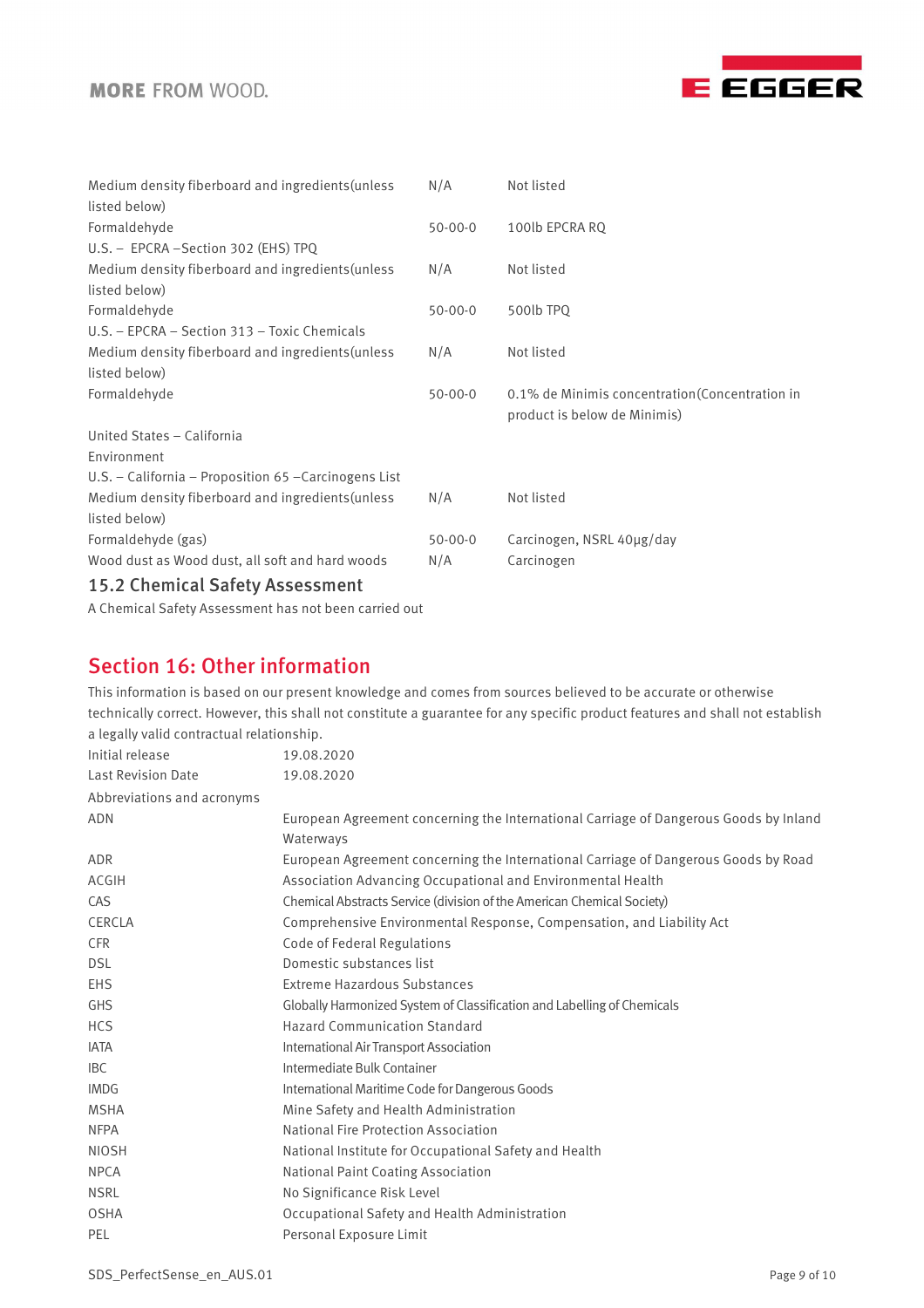| | | |
|---|---|---|
| Medium density fiberboard and ingredients(unless listed below) | N/A | Not listed |
| Formaldehyde | 50-00-0 | 100lb EPCRA RQ |
| U.S. – EPCRA –Section 302 (EHS) TPQ | | |
| Medium density fiberboard and ingredients(unless listed below) | N/A | Not listed |
| Formaldehyde | 50-00-0 | 500lb TPQ |
| U.S. – EPCRA – Section 313 – Toxic Chemicals | | |
| Medium density fiberboard and ingredients(unless listed below) | N/A | Not listed |
| Formaldehyde | 50-00-0 | 0.1% de Minimis concentration(Concentration in product is below de Minimis) |
| United States – California Environment | | |
| U.S. – California – Proposition 65 –Carcinogens List | | |
| Medium density fiberboard and ingredients(unless listed below) | N/A | Not listed |
| Formaldehyde (gas) | 50-00-0 | Carcinogen, NSRL 40µg/day |
| Wood dust as Wood dust, all soft and hard woods | N/A | Carcinogen |

### 15.2 Chemical Safety Assessment

A Chemical Safety Assessment has not been carried out

## Section 16: Other information

This information is based on our present knowledge and comes from sources believed to be accurate or otherwise technically correct. However, this shall not constitute a guarantee for any specific product features and shall not establish a legally valid contractual relationship.

| | |
|---|---|
| Initial release | 19.08.2020 |
| Last Revision Date | 19.08.2020 |

Abbreviations and acronyms

| | |
|---|---|
| ADN | European Agreement concerning the International Carriage of Dangerous Goods by Inland Waterways |
| ADR | European Agreement concerning the International Carriage of Dangerous Goods by Road |
| ACGIH | Association Advancing Occupational and Environmental Health |
| CAS | Chemical Abstracts Service (division of the American Chemical Society) |
| CERCLA | Comprehensive Environmental Response, Compensation, and Liability Act |
| CFR | Code of Federal Regulations |
| DSL | Domestic substances list |
| EHS | Extreme Hazardous Substances |
| GHS | Globally Harmonized System of Classification and Labelling of Chemicals |
| HCS | Hazard Communication Standard |
| IATA | International Air Transport Association |
| IBC | Intermediate Bulk Container |
| IMDG | International Maritime Code for Dangerous Goods |
| MSHA | Mine Safety and Health Administration |
| NFPA | National Fire Protection Association |
| NIOSH | National Institute for Occupational Safety and Health |
| NPCA | National Paint Coating Association |
| NSRL | No Significance Risk Level |
| OSHA | Occupational Safety and Health Administration |
| PEL | Personal Exposure Limit |

SDS_PerfectSense_en_AUS.01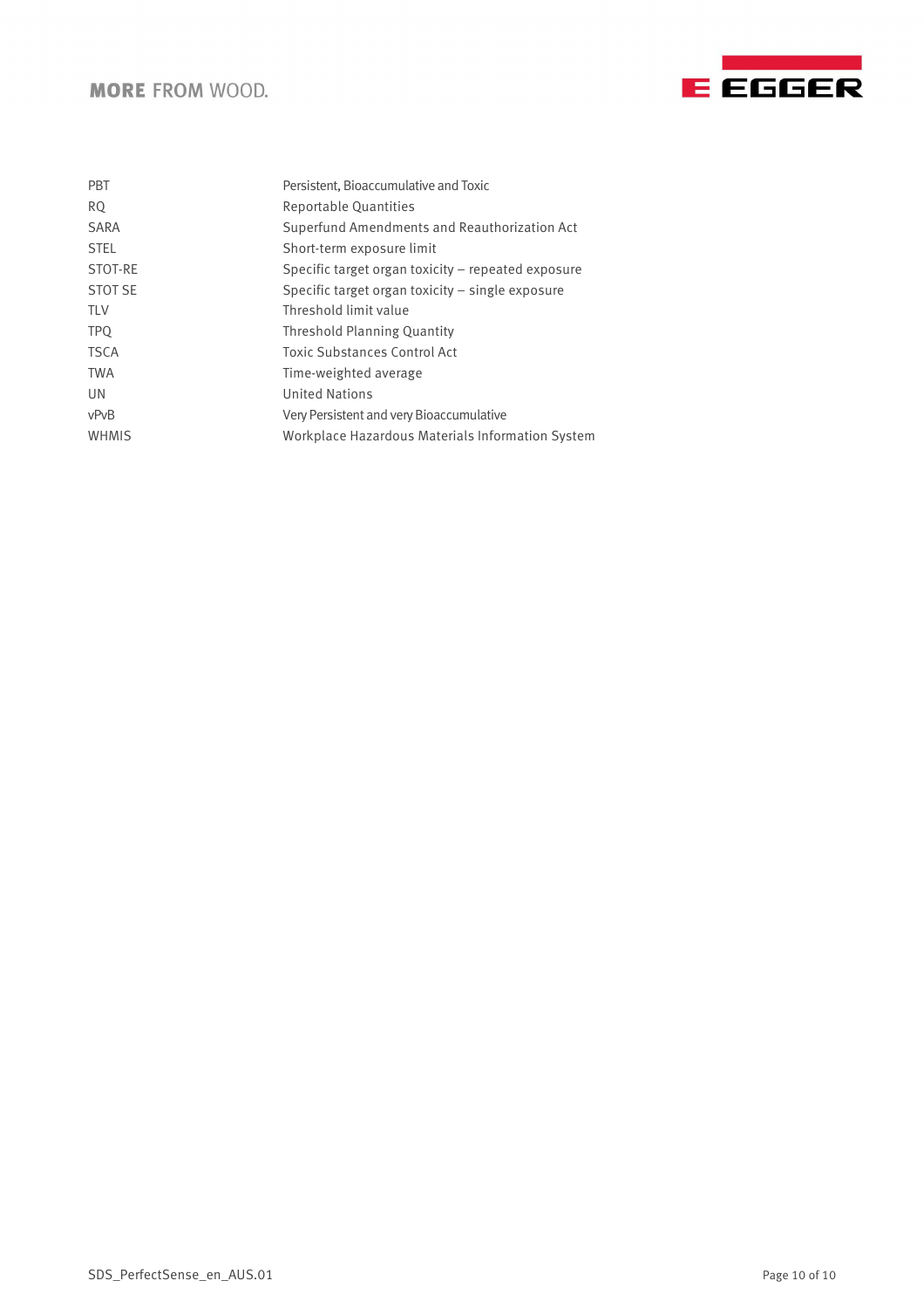| | |
|---|---|
| PBT | Persistent, Bioaccumulative and Toxic |
| RQ | Reportable Quantities |
| SARA | Superfund Amendments and Reauthorization Act |
| STEL | Short-term exposure limit |
| STOT-RE | Specific target organ toxicity – repeated exposure |
| STOT SE | Specific target organ toxicity – single exposure |
| TLV | Threshold limit value |
| TPQ | Threshold Planning Quantity |
| TSCA | Toxic Substances Control Act |
| TWA | Time-weighted average |
| UN | United Nations |
| vPvB | Very Persistent and very Bioaccumulative |
| WHMIS | Workplace Hazardous Materials Information System |